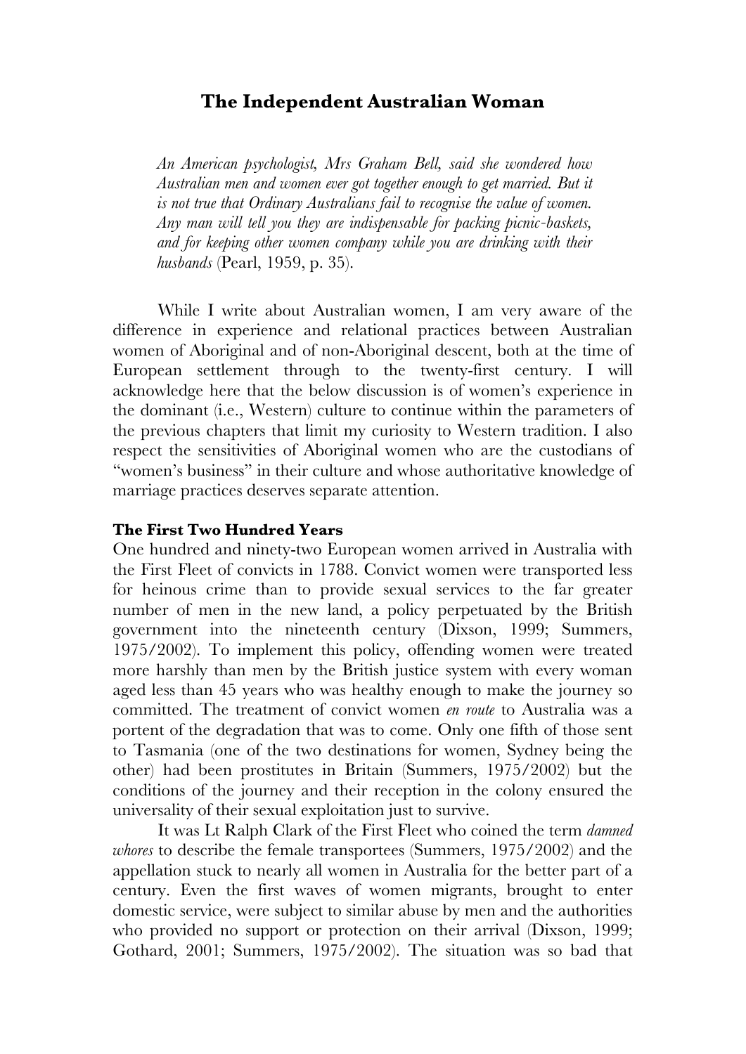## The Independent Australian Woman

> *An American psychologist, Mrs Graham Bell, said she wondered how Australian men and women ever got together enough to get married. But it is not true that Ordinary Australians fail to recognise the value of women. Any man will tell you they are indispensable for packing picnic-baskets, and for keeping other women company while you are drinking with their husbands* (Pearl, 1959, p. 35).

While I write about Australian women, I am very aware of the difference in experience and relational practices between Australian women of Aboriginal and of non-Aboriginal descent, both at the time of European settlement through to the twenty-first century. I will acknowledge here that the below discussion is of women's experience in the dominant (i.e., Western) culture to continue within the parameters of the previous chapters that limit my curiosity to Western tradition. I also respect the sensitivities of Aboriginal women who are the custodians of "women's business" in their culture and whose authoritative knowledge of marriage practices deserves separate attention.

### The First Two Hundred Years

One hundred and ninety-two European women arrived in Australia with the First Fleet of convicts in 1788. Convict women were transported less for heinous crime than to provide sexual services to the far greater number of men in the new land, a policy perpetuated by the British government into the nineteenth century (Dixson, 1999; Summers, 1975/2002). To implement this policy, offending women were treated more harshly than men by the British justice system with every woman aged less than 45 years who was healthy enough to make the journey so committed. The treatment of convict women *en route* to Australia was a portent of the degradation that was to come. Only one fifth of those sent to Tasmania (one of the two destinations for women, Sydney being the other) had been prostitutes in Britain (Summers, 1975/2002) but the conditions of the journey and their reception in the colony ensured the universality of their sexual exploitation just to survive.

It was Lt Ralph Clark of the First Fleet who coined the term *damned whores* to describe the female transportees (Summers, 1975/2002) and the appellation stuck to nearly all women in Australia for the better part of a century. Even the first waves of women migrants, brought to enter domestic service, were subject to similar abuse by men and the authorities who provided no support or protection on their arrival (Dixson, 1999; Gothard, 2001; Summers, 1975/2002). The situation was so bad that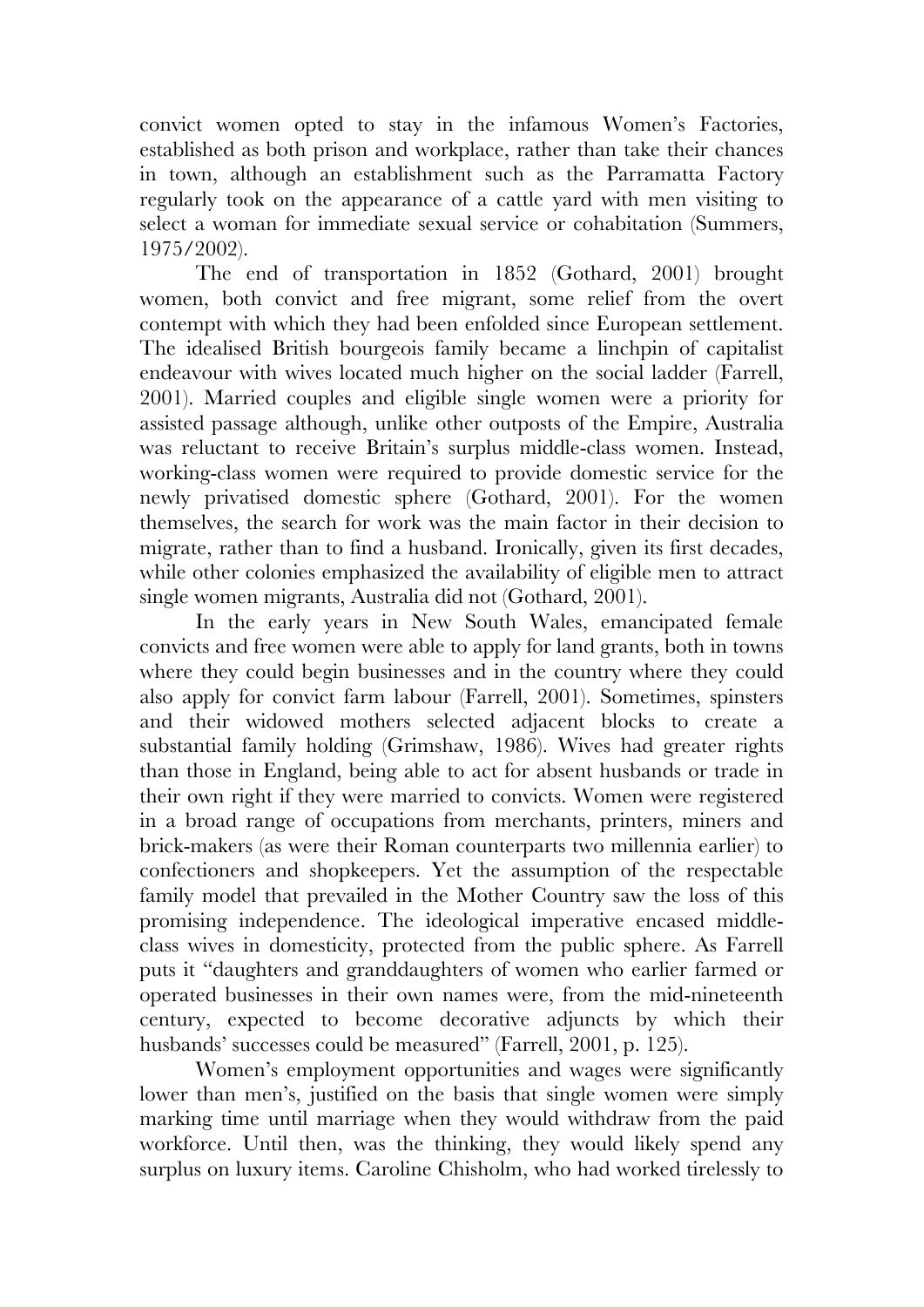convict women opted to stay in the infamous Women's Factories, established as both prison and workplace, rather than take their chances in town, although an establishment such as the Parramatta Factory regularly took on the appearance of a cattle yard with men visiting to select a woman for immediate sexual service or cohabitation (Summers, 1975/2002).

The end of transportation in 1852 (Gothard, 2001) brought women, both convict and free migrant, some relief from the overt contempt with which they had been enfolded since European settlement. The idealised British bourgeois family became a linchpin of capitalist endeavour with wives located much higher on the social ladder (Farrell, 2001). Married couples and eligible single women were a priority for assisted passage although, unlike other outposts of the Empire, Australia was reluctant to receive Britain's surplus middle-class women. Instead, working-class women were required to provide domestic service for the newly privatised domestic sphere (Gothard, 2001). For the women themselves, the search for work was the main factor in their decision to migrate, rather than to find a husband. Ironically, given its first decades, while other colonies emphasized the availability of eligible men to attract single women migrants, Australia did not (Gothard, 2001).

In the early years in New South Wales, emancipated female convicts and free women were able to apply for land grants, both in towns where they could begin businesses and in the country where they could also apply for convict farm labour (Farrell, 2001). Sometimes, spinsters and their widowed mothers selected adjacent blocks to create a substantial family holding (Grimshaw, 1986). Wives had greater rights than those in England, being able to act for absent husbands or trade in their own right if they were married to convicts. Women were registered in a broad range of occupations from merchants, printers, miners and brick-makers (as were their Roman counterparts two millennia earlier) to confectioners and shopkeepers. Yet the assumption of the respectable family model that prevailed in the Mother Country saw the loss of this promising independence. The ideological imperative encased middle-class wives in domesticity, protected from the public sphere. As Farrell puts it "daughters and granddaughters of women who earlier farmed or operated businesses in their own names were, from the mid-nineteenth century, expected to become decorative adjuncts by which their husbands' successes could be measured" (Farrell, 2001, p. 125).

Women's employment opportunities and wages were significantly lower than men's, justified on the basis that single women were simply marking time until marriage when they would withdraw from the paid workforce. Until then, was the thinking, they would likely spend any surplus on luxury items. Caroline Chisholm, who had worked tirelessly to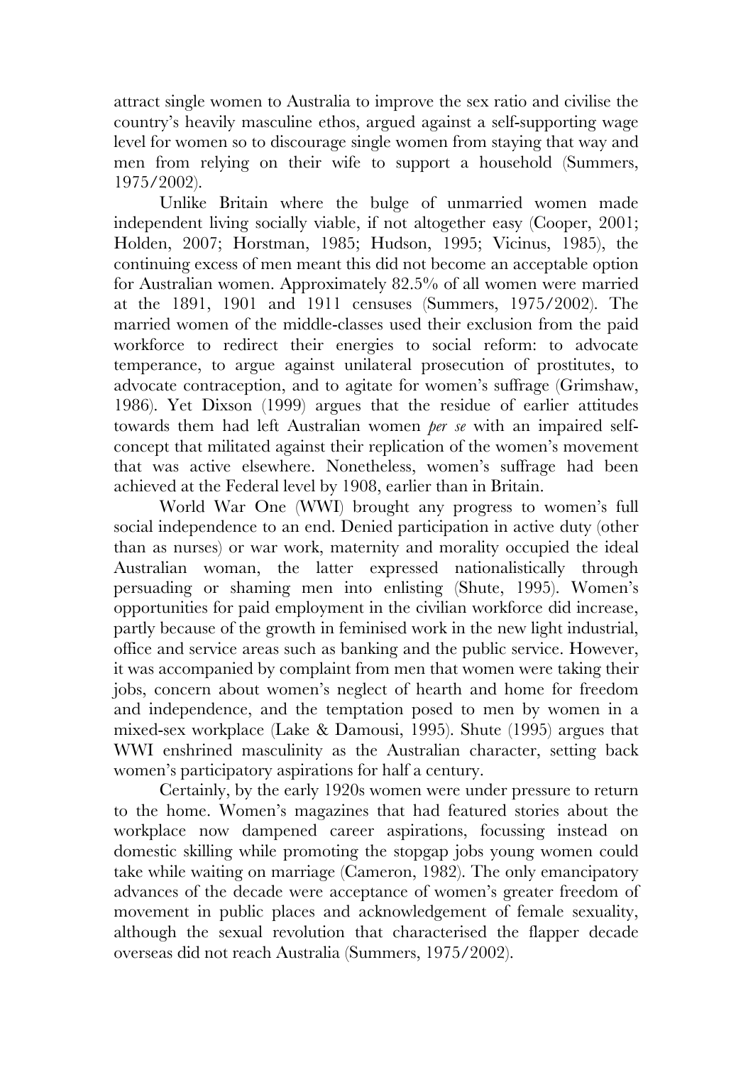attract single women to Australia to improve the sex ratio and civilise the country's heavily masculine ethos, argued against a self-supporting wage level for women so to discourage single women from staying that way and men from relying on their wife to support a household (Summers, 1975/2002).

Unlike Britain where the bulge of unmarried women made independent living socially viable, if not altogether easy (Cooper, 2001; Holden, 2007; Horstman, 1985; Hudson, 1995; Vicinus, 1985), the continuing excess of men meant this did not become an acceptable option for Australian women. Approximately 82.5% of all women were married at the 1891, 1901 and 1911 censuses (Summers, 1975/2002). The married women of the middle-classes used their exclusion from the paid workforce to redirect their energies to social reform: to advocate temperance, to argue against unilateral prosecution of prostitutes, to advocate contraception, and to agitate for women's suffrage (Grimshaw, 1986). Yet Dixson (1999) argues that the residue of earlier attitudes towards them had left Australian women *per se* with an impaired self-concept that militated against their replication of the women's movement that was active elsewhere. Nonetheless, women's suffrage had been achieved at the Federal level by 1908, earlier than in Britain.

World War One (WWI) brought any progress to women's full social independence to an end. Denied participation in active duty (other than as nurses) or war work, maternity and morality occupied the ideal Australian woman, the latter expressed nationalistically through persuading or shaming men into enlisting (Shute, 1995). Women's opportunities for paid employment in the civilian workforce did increase, partly because of the growth in feminised work in the new light industrial, office and service areas such as banking and the public service. However, it was accompanied by complaint from men that women were taking their jobs, concern about women's neglect of hearth and home for freedom and independence, and the temptation posed to men by women in a mixed-sex workplace (Lake & Damousi, 1995). Shute (1995) argues that WWI enshrined masculinity as the Australian character, setting back women's participatory aspirations for half a century.

Certainly, by the early 1920s women were under pressure to return to the home. Women's magazines that had featured stories about the workplace now dampened career aspirations, focussing instead on domestic skilling while promoting the stopgap jobs young women could take while waiting on marriage (Cameron, 1982). The only emancipatory advances of the decade were acceptance of women's greater freedom of movement in public places and acknowledgement of female sexuality, although the sexual revolution that characterised the flapper decade overseas did not reach Australia (Summers, 1975/2002).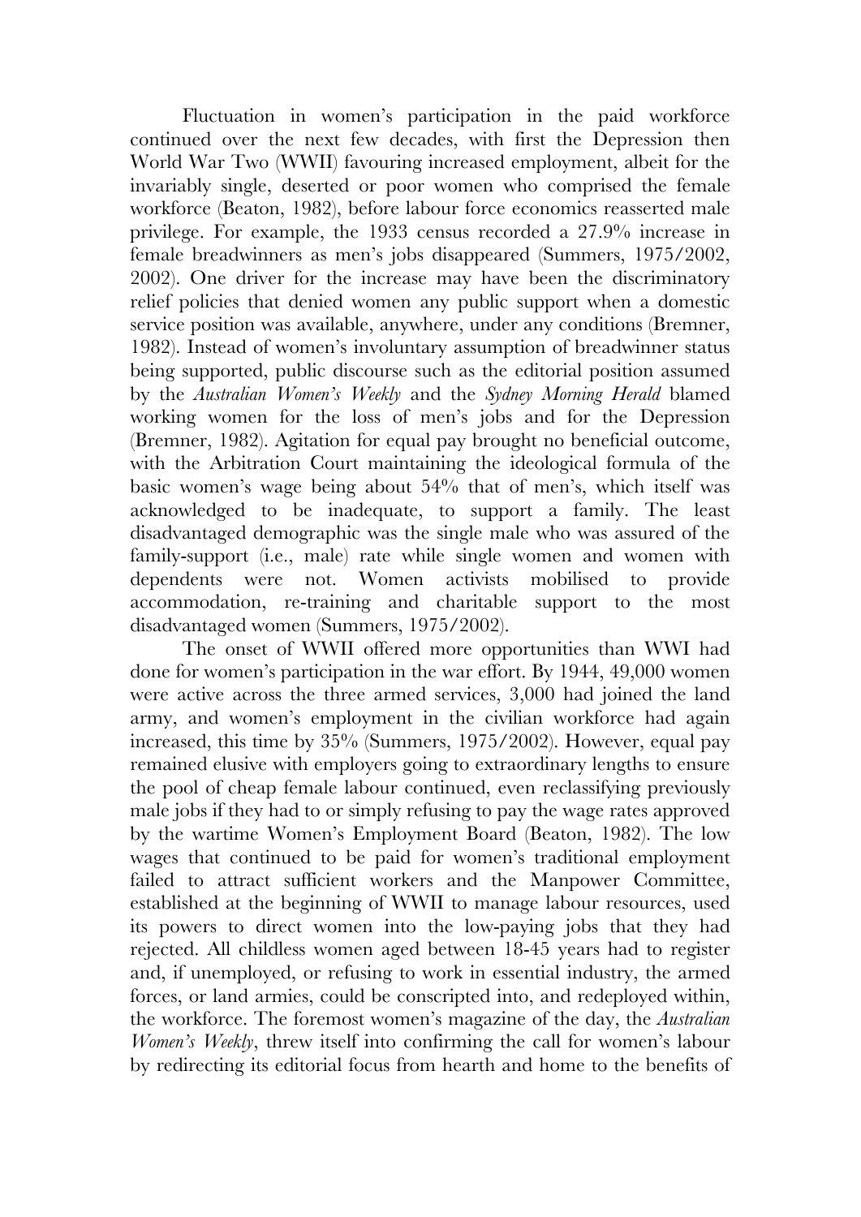Fluctuation in women's participation in the paid workforce continued over the next few decades, with first the Depression then World War Two (WWII) favouring increased employment, albeit for the invariably single, deserted or poor women who comprised the female workforce (Beaton, 1982), before labour force economics reasserted male privilege. For example, the 1933 census recorded a 27.9% increase in female breadwinners as men's jobs disappeared (Summers, 1975/2002, 2002). One driver for the increase may have been the discriminatory relief policies that denied women any public support when a domestic service position was available, anywhere, under any conditions (Bremner, 1982). Instead of women's involuntary assumption of breadwinner status being supported, public discourse such as the editorial position assumed by the *Australian Women's Weekly* and the *Sydney Morning Herald* blamed working women for the loss of men's jobs and for the Depression (Bremner, 1982). Agitation for equal pay brought no beneficial outcome, with the Arbitration Court maintaining the ideological formula of the basic women's wage being about 54% that of men's, which itself was acknowledged to be inadequate, to support a family. The least disadvantaged demographic was the single male who was assured of the family-support (i.e., male) rate while single women and women with dependents were not. Women activists mobilised to provide accommodation, re-training and charitable support to the most disadvantaged women (Summers, 1975/2002).

The onset of WWII offered more opportunities than WWI had done for women's participation in the war effort. By 1944, 49,000 women were active across the three armed services, 3,000 had joined the land army, and women's employment in the civilian workforce had again increased, this time by 35% (Summers, 1975/2002). However, equal pay remained elusive with employers going to extraordinary lengths to ensure the pool of cheap female labour continued, even reclassifying previously male jobs if they had to or simply refusing to pay the wage rates approved by the wartime Women's Employment Board (Beaton, 1982). The low wages that continued to be paid for women's traditional employment failed to attract sufficient workers and the Manpower Committee, established at the beginning of WWII to manage labour resources, used its powers to direct women into the low-paying jobs that they had rejected. All childless women aged between 18-45 years had to register and, if unemployed, or refusing to work in essential industry, the armed forces, or land armies, could be conscripted into, and redeployed within, the workforce. The foremost women's magazine of the day, the *Australian Women's Weekly*, threw itself into confirming the call for women's labour by redirecting its editorial focus from hearth and home to the benefits of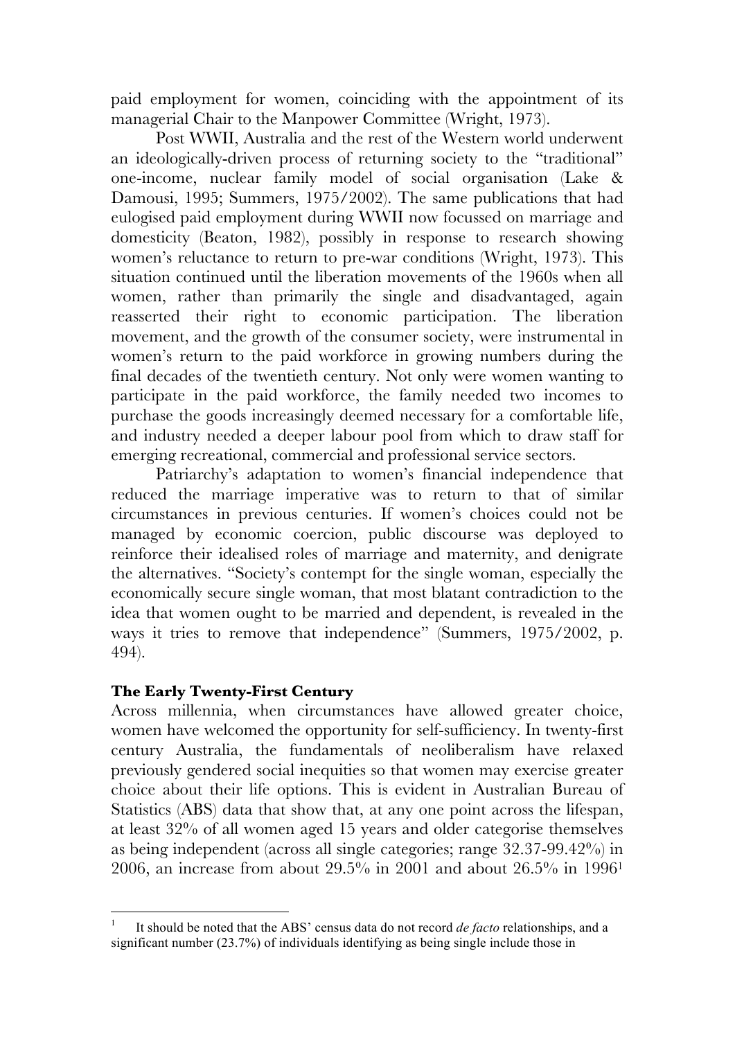paid employment for women, coinciding with the appointment of its managerial Chair to the Manpower Committee (Wright, 1973).

Post WWII, Australia and the rest of the Western world underwent an ideologically-driven process of returning society to the "traditional" one-income, nuclear family model of social organisation (Lake & Damousi, 1995; Summers, 1975/2002). The same publications that had eulogised paid employment during WWII now focussed on marriage and domesticity (Beaton, 1982), possibly in response to research showing women's reluctance to return to pre-war conditions (Wright, 1973). This situation continued until the liberation movements of the 1960s when all women, rather than primarily the single and disadvantaged, again reasserted their right to economic participation. The liberation movement, and the growth of the consumer society, were instrumental in women's return to the paid workforce in growing numbers during the final decades of the twentieth century. Not only were women wanting to participate in the paid workforce, the family needed two incomes to purchase the goods increasingly deemed necessary for a comfortable life, and industry needed a deeper labour pool from which to draw staff for emerging recreational, commercial and professional service sectors.

Patriarchy's adaptation to women's financial independence that reduced the marriage imperative was to return to that of similar circumstances in previous centuries. If women's choices could not be managed by economic coercion, public discourse was deployed to reinforce their idealised roles of marriage and maternity, and denigrate the alternatives. "Society's contempt for the single woman, especially the economically secure single woman, that most blatant contradiction to the idea that women ought to be married and dependent, is revealed in the ways it tries to remove that independence" (Summers, 1975/2002, p. 494).

## The Early Twenty-First Century

Across millennia, when circumstances have allowed greater choice, women have welcomed the opportunity for self-sufficiency. In twenty-first century Australia, the fundamentals of neoliberalism have relaxed previously gendered social inequities so that women may exercise greater choice about their life options. This is evident in Australian Bureau of Statistics (ABS) data that show that, at any one point across the lifespan, at least 32% of all women aged 15 years and older categorise themselves as being independent (across all single categories; range 32.37-99.42%) in 2006, an increase from about 29.5% in 2001 and about 26.5% in 1996[1]

[1] It should be noted that the ABS' census data do not record *de facto* relationships, and a significant number (23.7%) of individuals identifying as being single include those in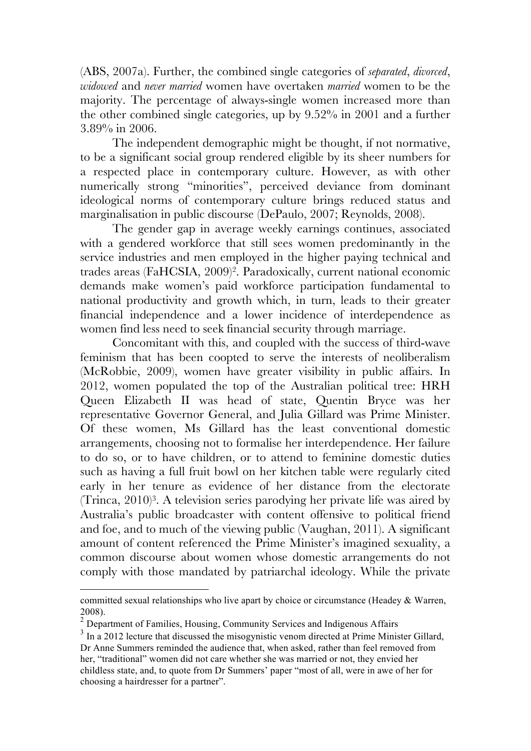(ABS, 2007a). Further, the combined single categories of *separated*, *divorced*, *widowed* and *never married* women have overtaken *married* women to be the majority. The percentage of always-single women increased more than the other combined single categories, up by 9.52% in 2001 and a further 3.89% in 2006.

The independent demographic might be thought, if not normative, to be a significant social group rendered eligible by its sheer numbers for a respected place in contemporary culture. However, as with other numerically strong "minorities", perceived deviance from dominant ideological norms of contemporary culture brings reduced status and marginalisation in public discourse (DePaulo, 2007; Reynolds, 2008).

The gender gap in average weekly earnings continues, associated with a gendered workforce that still sees women predominantly in the service industries and men employed in the higher paying technical and trades areas (FaHCSIA, 2009)[2]. Paradoxically, current national economic demands make women's paid workforce participation fundamental to national productivity and growth which, in turn, leads to their greater financial independence and a lower incidence of interdependence as women find less need to seek financial security through marriage.

Concomitant with this, and coupled with the success of third-wave feminism that has been coopted to serve the interests of neoliberalism (McRobbie, 2009), women have greater visibility in public affairs. In 2012, women populated the top of the Australian political tree: HRH Queen Elizabeth II was head of state, Quentin Bryce was her representative Governor General, and Julia Gillard was Prime Minister. Of these women, Ms Gillard has the least conventional domestic arrangements, choosing not to formalise her interdependence. Her failure to do so, or to have children, or to attend to feminine domestic duties such as having a full fruit bowl on her kitchen table were regularly cited early in her tenure as evidence of her distance from the electorate (Trinca, 2010)[3]. A television series parodying her private life was aired by Australia's public broadcaster with content offensive to political friend and foe, and to much of the viewing public (Vaughan, 2011). A significant amount of content referenced the Prime Minister's imagined sexuality, a common discourse about women whose domestic arrangements do not comply with those mandated by patriarchal ideology. While the private

---

committed sexual relationships who live apart by choice or circumstance (Headey & Warren, 2008).

[2] Department of Families, Housing, Community Services and Indigenous Affairs

[3] In a 2012 lecture that discussed the misogynistic venom directed at Prime Minister Gillard, Dr Anne Summers reminded the audience that, when asked, rather than feel removed from her, "traditional" women did not care whether she was married or not, they envied her childless state, and, to quote from Dr Summers' paper "most of all, were in awe of her for choosing a hairdresser for a partner".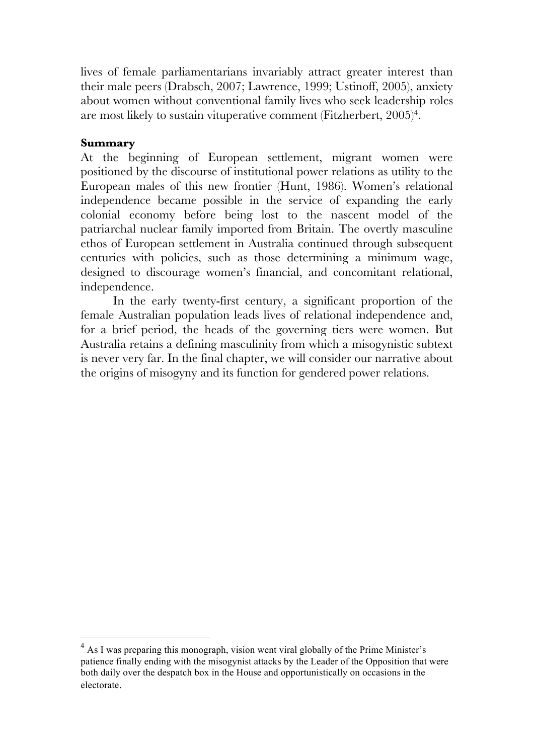lives of female parliamentarians invariably attract greater interest than their male peers (Drabsch, 2007; Lawrence, 1999; Ustinoff, 2005), anxiety about women without conventional family lives who seek leadership roles are most likely to sustain vituperative comment (Fitzherbert, 2005)[4].

**Summary**

At the beginning of European settlement, migrant women were positioned by the discourse of institutional power relations as utility to the European males of this new frontier (Hunt, 1986). Women's relational independence became possible in the service of expanding the early colonial economy before being lost to the nascent model of the patriarchal nuclear family imported from Britain. The overtly masculine ethos of European settlement in Australia continued through subsequent centuries with policies, such as those determining a minimum wage, designed to discourage women's financial, and concomitant relational, independence.

In the early twenty-first century, a significant proportion of the female Australian population leads lives of relational independence and, for a brief period, the heads of the governing tiers were women. But Australia retains a defining masculinity from which a misogynistic subtext is never very far. In the final chapter, we will consider our narrative about the origins of misogyny and its function for gendered power relations.

[4] As I was preparing this monograph, vision went viral globally of the Prime Minister's patience finally ending with the misogynist attacks by the Leader of the Opposition that were both daily over the despatch box in the House and opportunistically on occasions in the electorate.